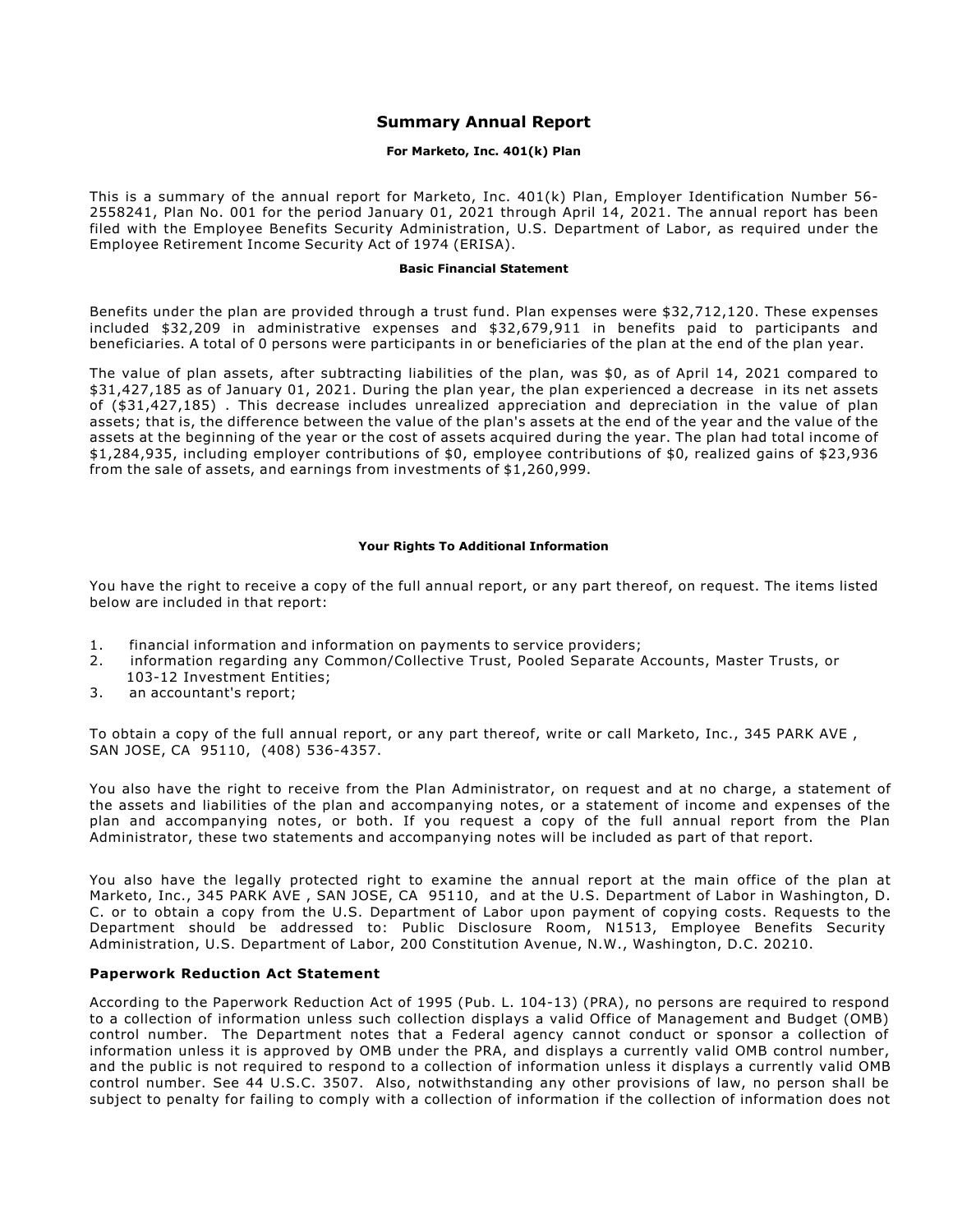# Summary Annual Report

**For Marketo, Inc. 401(k) Plan**

This is a summary of the annual report for Marketo, Inc. 401(k) Plan, Employer Identification Number 56-2558241, Plan No. 001 for the period January 01, 2021 through April 14, 2021. The annual report has been filed with the Employee Benefits Security Administration, U.S. Department of Labor, as required under the Employee Retirement Income Security Act of 1974 (ERISA).

#### Basic Financial Statement

Benefits under the plan are provided through a trust fund. Plan expenses were $32,712,120. These expenses included $32,209 in administrative expenses and $32,679,911 in benefits paid to participants and beneficiaries. A total of 0 persons were participants in or beneficiaries of the plan at the end of the plan year.

The value of plan assets, after subtracting liabilities of the plan, was $0, as of April 14, 2021 compared to $31,427,185 as of January 01, 2021. During the plan year, the plan experienced a decrease in its net assets of ($31,427,185) . This decrease includes unrealized appreciation and depreciation in the value of plan assets; that is, the difference between the value of the plan's assets at the end of the year and the value of the assets at the beginning of the year or the cost of assets acquired during the year. The plan had total income of $1,284,935, including employer contributions of $0, employee contributions of $0, realized gains of $23,936 from the sale of assets, and earnings from investments of $1,260,999.

#### Your Rights To Additional Information

You have the right to receive a copy of the full annual report, or any part thereof, on request. The items listed below are included in that report:

1. financial information and information on payments to service providers;
2. information regarding any Common/Collective Trust, Pooled Separate Accounts, Master Trusts, or 103-12 Investment Entities;
3. an accountant's report;

To obtain a copy of the full annual report, or any part thereof, write or call Marketo, Inc., 345 PARK AVE , SAN JOSE, CA 95110, (408) 536-4357.

You also have the right to receive from the Plan Administrator, on request and at no charge, a statement of the assets and liabilities of the plan and accompanying notes, or a statement of income and expenses of the plan and accompanying notes, or both. If you request a copy of the full annual report from the Plan Administrator, these two statements and accompanying notes will be included as part of that report.

You also have the legally protected right to examine the annual report at the main office of the plan at Marketo, Inc., 345 PARK AVE , SAN JOSE, CA 95110, and at the U.S. Department of Labor in Washington, D. C. or to obtain a copy from the U.S. Department of Labor upon payment of copying costs. Requests to the Department should be addressed to: Public Disclosure Room, N1513, Employee Benefits Security Administration, U.S. Department of Labor, 200 Constitution Avenue, N.W., Washington, D.C. 20210.

### Paperwork Reduction Act Statement

According to the Paperwork Reduction Act of 1995 (Pub. L. 104-13) (PRA), no persons are required to respond to a collection of information unless such collection displays a valid Office of Management and Budget (OMB) control number. The Department notes that a Federal agency cannot conduct or sponsor a collection of information unless it is approved by OMB under the PRA, and displays a currently valid OMB control number, and the public is not required to respond to a collection of information unless it displays a currently valid OMB control number. See 44 U.S.C. 3507. Also, notwithstanding any other provisions of law, no person shall be subject to penalty for failing to comply with a collection of information if the collection of information does not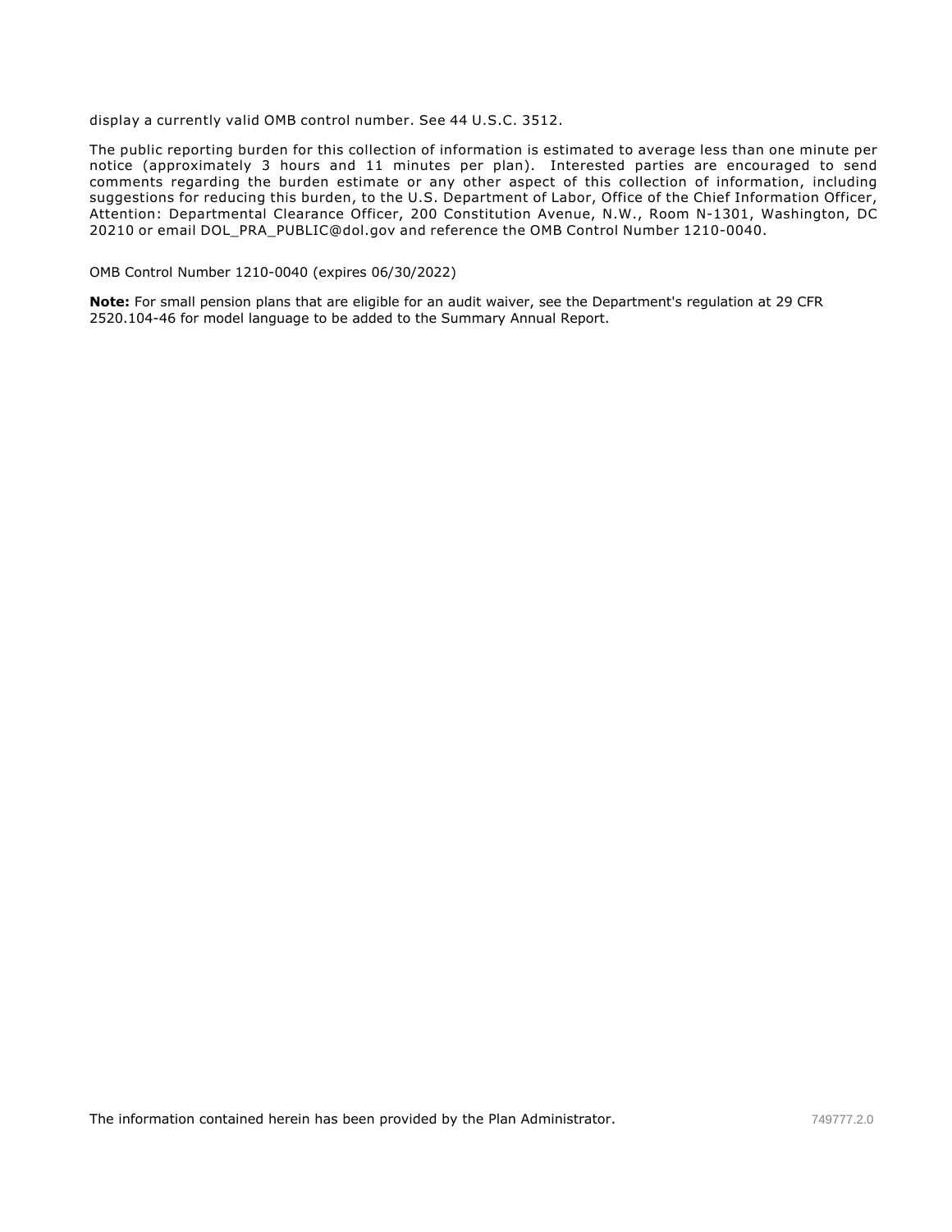display a currently valid OMB control number. See 44 U.S.C. 3512.

The public reporting burden for this collection of information is estimated to average less than one minute per notice (approximately 3 hours and 11 minutes per plan). Interested parties are encouraged to send comments regarding the burden estimate or any other aspect of this collection of information, including suggestions for reducing this burden, to the U.S. Department of Labor, Office of the Chief Information Officer, Attention: Departmental Clearance Officer, 200 Constitution Avenue, N.W., Room N-1301, Washington, DC 20210 or email DOL_PRA_PUBLIC@dol.gov and reference the OMB Control Number 1210-0040.

OMB Control Number 1210-0040 (expires 06/30/2022)

**Note:** For small pension plans that are eligible for an audit waiver, see the Department's regulation at 29 CFR 2520.104-46 for model language to be added to the Summary Annual Report.

The information contained herein has been provided by the Plan Administrator.

749777.2.0